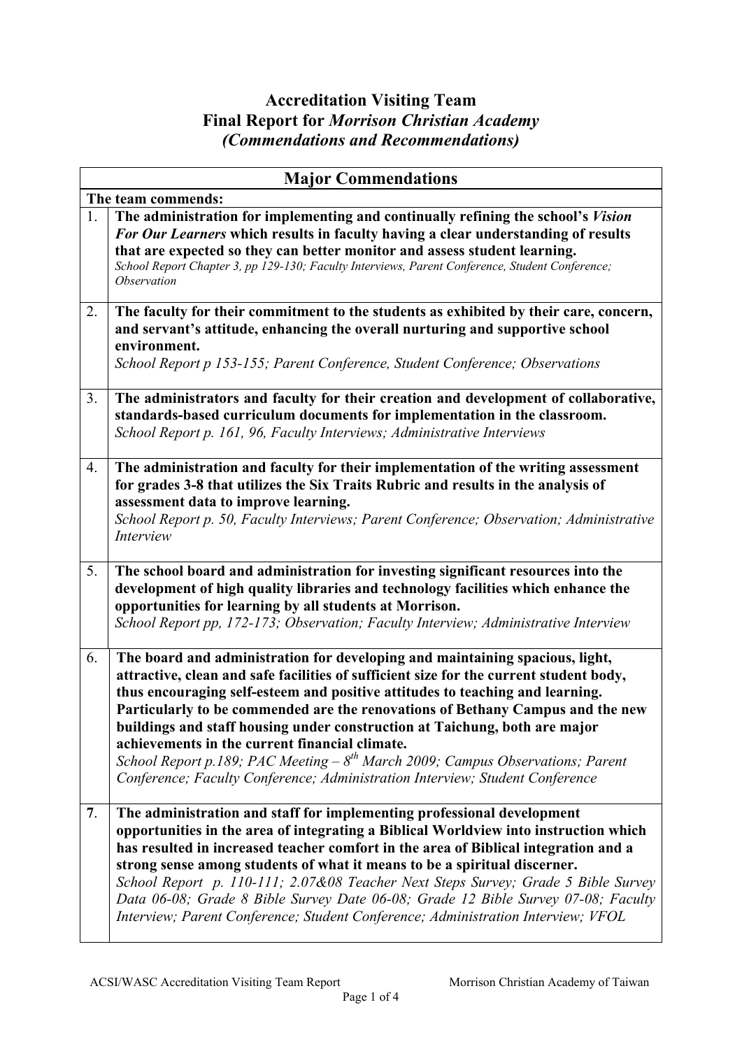# Accreditation Visiting Team
# Final Report for *Morrison Christian Academy*
# *(Commendations and Recommendations)*

| Major Commendations | |
|---|---|
| **The team commends:** | |
| 1. | **The administration for implementing and continually refining the school's *Vision For Our Learners* which results in faculty having a clear understanding of results that are expected so they can better monitor and assess student learning.** *School Report Chapter 3, pp 129-130; Faculty Interviews, Parent Conference, Student Conference; Observation* |
| 2. | **The faculty for their commitment to the students as exhibited by their care, concern, and servant's attitude, enhancing the overall nurturing and supportive school environment.** *School Report p 153-155; Parent Conference, Student Conference; Observations* |
| 3. | **The administrators and faculty for their creation and development of collaborative, standards-based curriculum documents for implementation in the classroom.** *School Report p. 161, 96, Faculty Interviews; Administrative Interviews* |
| 4. | **The administration and faculty for their implementation of the writing assessment for grades 3-8 that utilizes the Six Traits Rubric and results in the analysis of assessment data to improve learning.** *School Report p. 50, Faculty Interviews; Parent Conference; Observation; Administrative Interview* |
| 5. | **The school board and administration for investing significant resources into the development of high quality libraries and technology facilities which enhance the opportunities for learning by all students at Morrison.** *School Report pp, 172-173; Observation; Faculty Interview; Administrative Interview* |
| 6. | **The board and administration for developing and maintaining spacious, light, attractive, clean and safe facilities of sufficient size for the current student body, thus encouraging self-esteem and positive attitudes to teaching and learning. Particularly to be commended are the renovations of Bethany Campus and the new buildings and staff housing under construction at Taichung, both are major achievements in the current financial climate.** *School Report p.189; PAC Meeting – 8th March 2009; Campus Observations; Parent Conference; Faculty Conference; Administration Interview; Student Conference* |
| **7.** | **The administration and staff for implementing professional development opportunities in the area of integrating a Biblical Worldview into instruction which has resulted in increased teacher comfort in the area of Biblical integration and a strong sense among students of what it means to be a spiritual discerner.** *School Report p. 110-111; 2.07&08 Teacher Next Steps Survey; Grade 5 Bible Survey Data 06-08; Grade 8 Bible Survey Date 06-08; Grade 12 Bible Survey 07-08; Faculty Interview; Parent Conference; Student Conference; Administration Interview; VFOL* |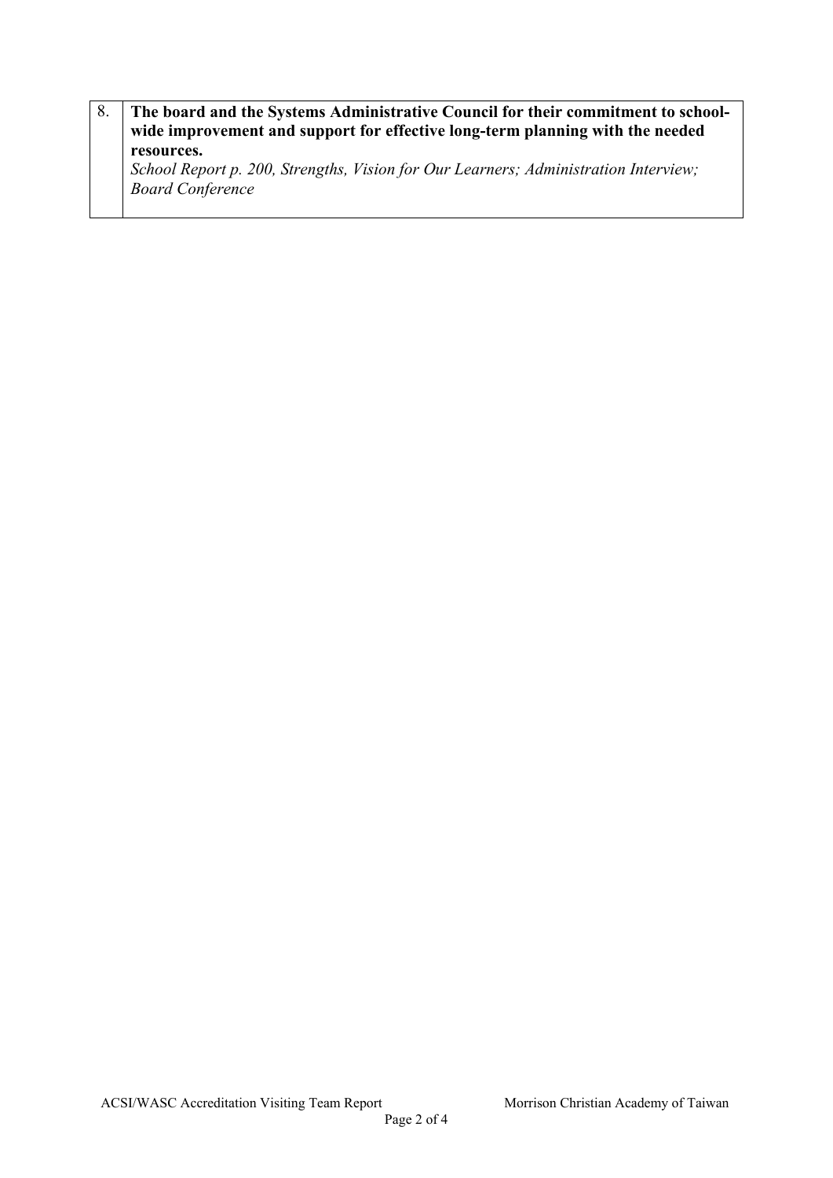| | |
|---|---|
| 8. | **The board and the Systems Administrative Council for their commitment to school-wide improvement and support for effective long-term planning with the needed resources.**<br>*School Report p. 200, Strengths, Vision for Our Learners; Administration Interview; Board Conference* |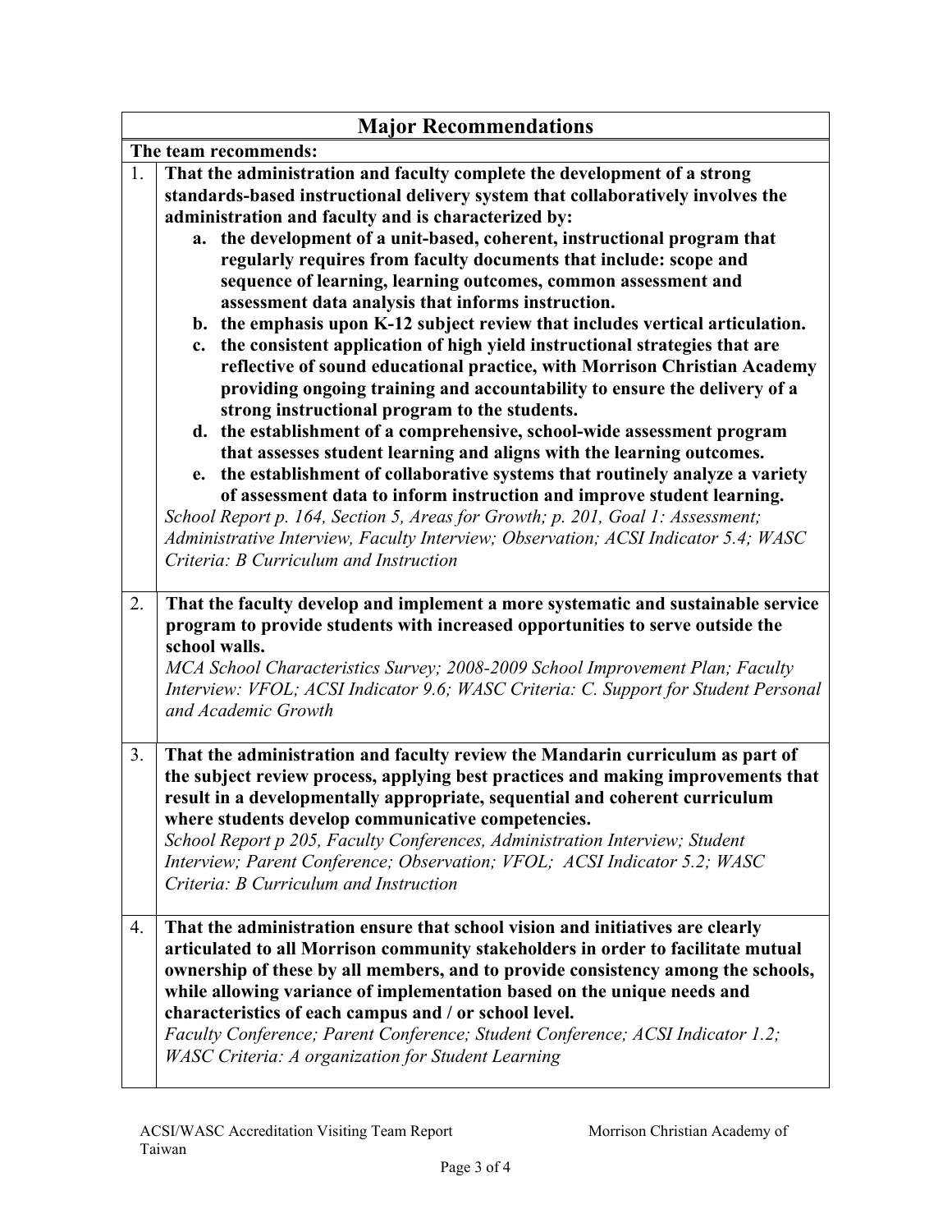## Major Recommendations

**The team recommends:**

1. **That the administration and faculty complete the development of a strong standards-based instructional delivery system that collaboratively involves the administration and faculty and is characterized by:**
   a. **the development of a unit-based, coherent, instructional program that regularly requires from faculty documents that include: scope and sequence of learning, learning outcomes, common assessment and assessment data analysis that informs instruction.**
   b. **the emphasis upon K-12 subject review that includes vertical articulation.**
   c. **the consistent application of high yield instructional strategies that are reflective of sound educational practice, with Morrison Christian Academy providing ongoing training and accountability to ensure the delivery of a strong instructional program to the students.**
   d. **the establishment of a comprehensive, school-wide assessment program that assesses student learning and aligns with the learning outcomes.**
   e. **the establishment of collaborative systems that routinely analyze a variety of assessment data to inform instruction and improve student learning.**

   *School Report p. 164, Section 5, Areas for Growth; p. 201, Goal 1: Assessment; Administrative Interview, Faculty Interview; Observation; ACSI Indicator 5.4; WASC Criteria: B Curriculum and Instruction*

2. **That the faculty develop and implement a more systematic and sustainable service program to provide students with increased opportunities to serve outside the school walls.**

   *MCA School Characteristics Survey; 2008-2009 School Improvement Plan; Faculty Interview: VFOL; ACSI Indicator 9.6; WASC Criteria: C. Support for Student Personal and Academic Growth*

3. **That the administration and faculty review the Mandarin curriculum as part of the subject review process, applying best practices and making improvements that result in a developmentally appropriate, sequential and coherent curriculum where students develop communicative competencies.**

   *School Report p 205, Faculty Conferences, Administration Interview; Student Interview; Parent Conference; Observation; VFOL; ACSI Indicator 5.2; WASC Criteria: B Curriculum and Instruction*

4. **That the administration ensure that school vision and initiatives are clearly articulated to all Morrison community stakeholders in order to facilitate mutual ownership of these by all members, and to provide consistency among the schools, while allowing variance of implementation based on the unique needs and characteristics of each campus and / or school level.**

   *Faculty Conference; Parent Conference; Student Conference; ACSI Indicator 1.2; WASC Criteria: A organization for Student Learning*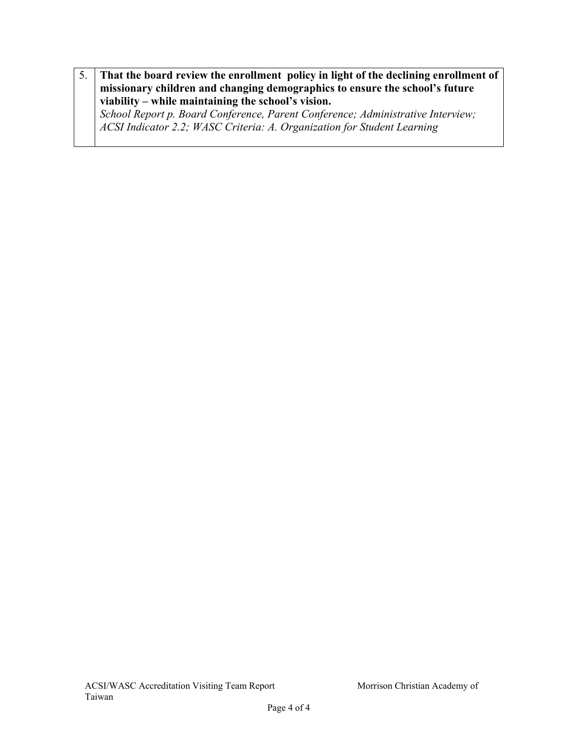| | |
|---|---|
| 5. | **That the board review the enrollment policy in light of the declining enrollment of missionary children and changing demographics to ensure the school's future viability – while maintaining the school's vision.**<br>*School Report p. Board Conference, Parent Conference; Administrative Interview; ACSI Indicator 2.2; WASC Criteria: A. Organization for Student Learning* |